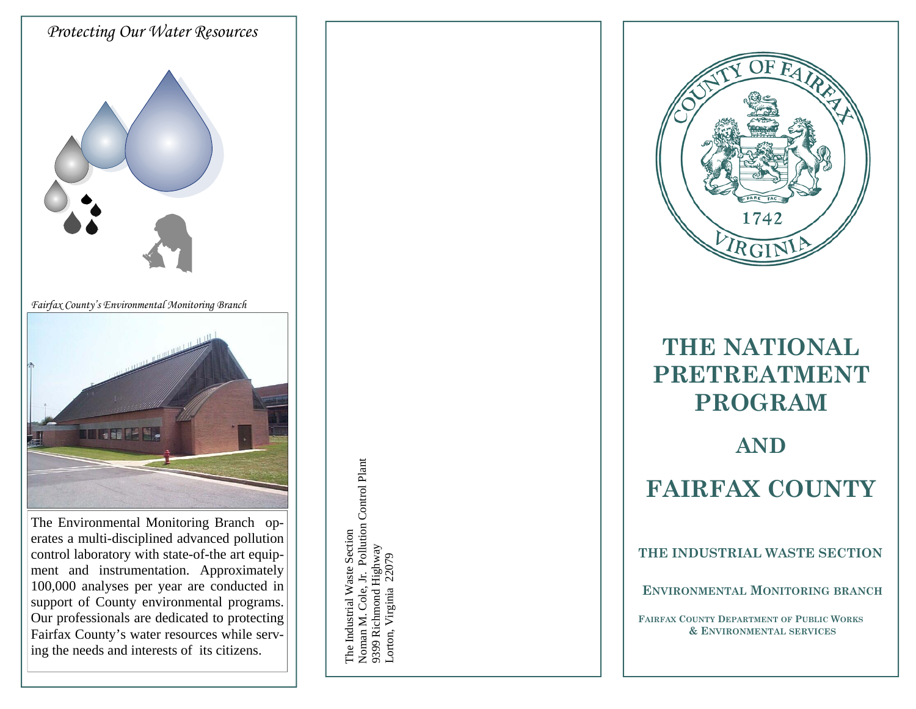*Protecting Our Water Resources*

*Fairfax County's Environmental Monitoring Branch*

The Environmental Monitoring Branch operates a multi-disciplined advanced pollution control laboratory with state-of-the art equipment and instrumentation. Approximately 100,000 analyses per year are conducted in support of County environmental programs. Our professionals are dedicated to protecting Fairfax County's water resources while serving the needs and interests of its citizens.

The Industrial Waste Section
Noman M. Cole, Jr. Pollution Control Plant
9399 Richmond Highway
Lorton, Virginia 22079

COUNTY OF FAIRFAX
FARE FAC
1742
VIRGINIA

# THE NATIONAL PRETREATMENT PROGRAM

# AND

# FAIRFAX COUNTY

**THE INDUSTRIAL WASTE SECTION**

**ENVIRONMENTAL MONITORING BRANCH**

**FAIRFAX COUNTY DEPARTMENT OF PUBLIC WORKS & ENVIRONMENTAL SERVICES**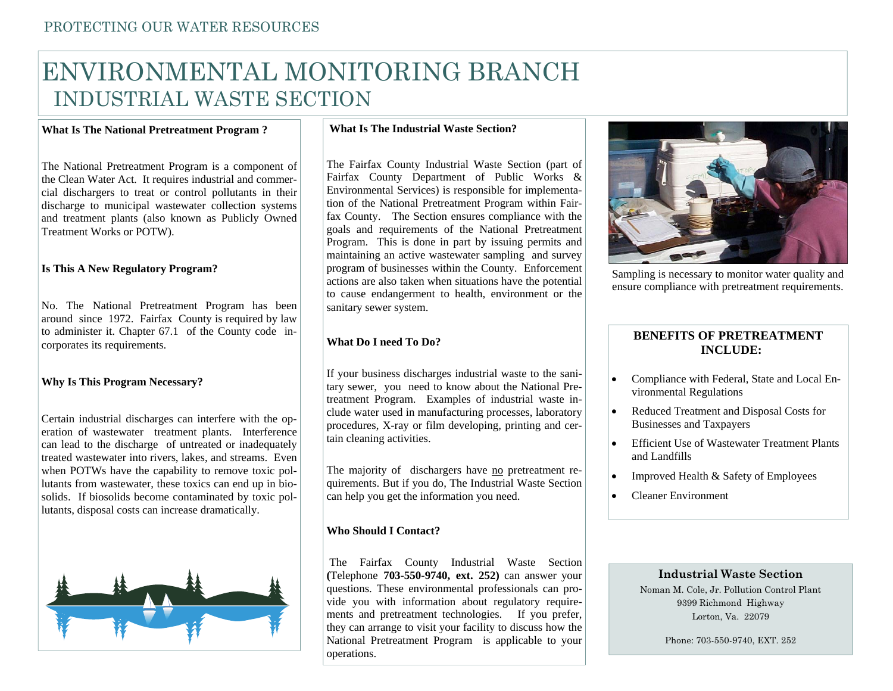PROTECTING OUR WATER RESOURCES

# ENVIRONMENTAL MONITORING BRANCH
## INDUSTRIAL WASTE SECTION

**What Is The National Pretreatment Program ?**

The National Pretreatment Program is a component of the Clean Water Act. It requires industrial and commercial dischargers to treat or control pollutants in their discharge to municipal wastewater collection systems and treatment plants (also known as Publicly Owned Treatment Works or POTW).

**Is This A New Regulatory Program?**

No. The National Pretreatment Program has been around since 1972. Fairfax County is required by law to administer it. Chapter 67.1 of the County code incorporates its requirements.

**Why Is This Program Necessary?**

Certain industrial discharges can interfere with the operation of wastewater treatment plants. Interference can lead to the discharge of untreated or inadequately treated wastewater into rivers, lakes, and streams. Even when POTWs have the capability to remove toxic pollutants from wastewater, these toxics can end up in biosolids. If biosolids become contaminated by toxic pollutants, disposal costs can increase dramatically.

**What Is The Industrial Waste Section?**

The Fairfax County Industrial Waste Section (part of Fairfax County Department of Public Works & Environmental Services) is responsible for implementation of the National Pretreatment Program within Fairfax County. The Section ensures compliance with the goals and requirements of the National Pretreatment Program. This is done in part by issuing permits and maintaining an active wastewater sampling and survey program of businesses within the County. Enforcement actions are also taken when situations have the potential to cause endangerment to health, environment or the sanitary sewer system.

**What Do I need To Do?**

If your business discharges industrial waste to the sanitary sewer, you need to know about the National Pretreatment Program. Examples of industrial waste include water used in manufacturing processes, laboratory procedures, X-ray or film developing, printing and certain cleaning activities.

The majority of dischargers have no pretreatment requirements. But if you do, The Industrial Waste Section can help you get the information you need.

**Who Should I Contact?**

The Fairfax County Industrial Waste Section **(**Telephone **703-550-9740, ext. 252)** can answer your questions. These environmental professionals can provide you with information about regulatory requirements and pretreatment technologies. If you prefer, they can arrange to visit your facility to discuss how the National Pretreatment Program is applicable to your operations.

Sampling is necessary to monitor water quality and ensure compliance with pretreatment requirements.

**BENEFITS OF PRETREATMENT INCLUDE:**

- Compliance with Federal, State and Local Environmental Regulations
- Reduced Treatment and Disposal Costs for Businesses and Taxpayers
- Efficient Use of Wastewater Treatment Plants and Landfills
- Improved Health & Safety of Employees
- Cleaner Environment

**Industrial Waste Section**

Noman M. Cole, Jr. Pollution Control Plant
9399 Richmond Highway
Lorton, Va. 22079

Phone: 703-550-9740, EXT. 252